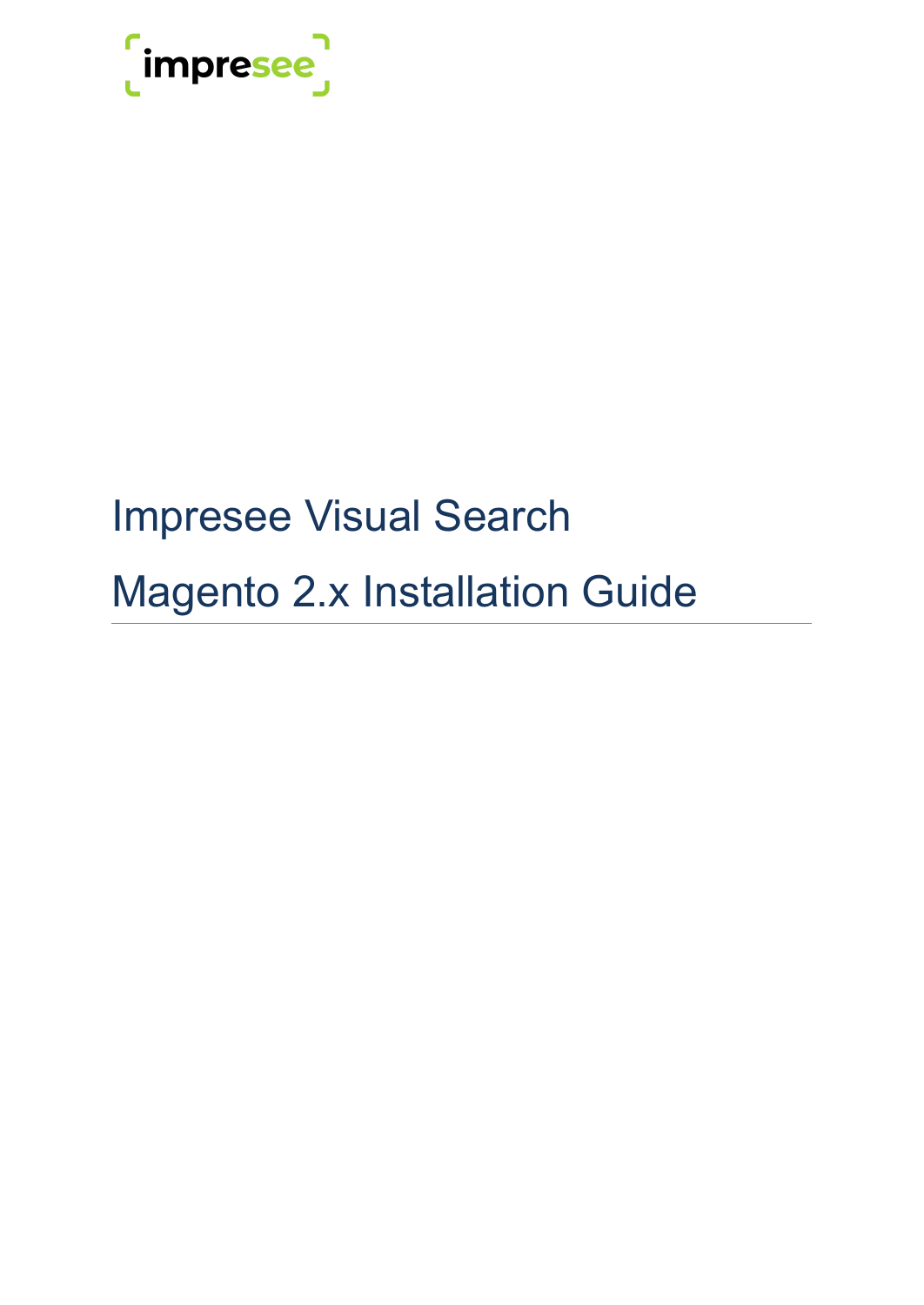impresee

# Impresee Visual Search

# Magento 2.x Installation Guide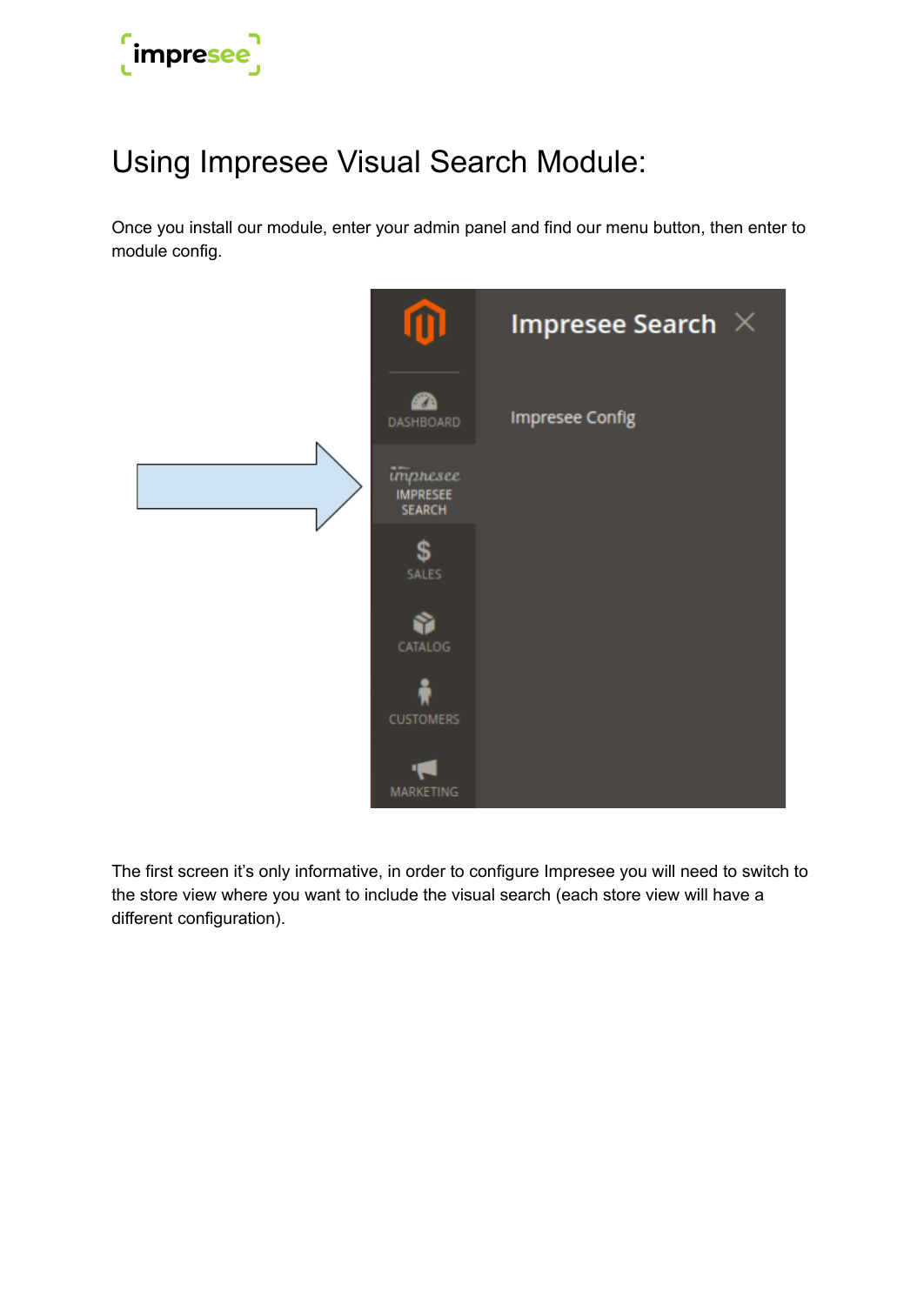# Using Impresee Visual Search Module:

Once you install our module, enter your admin panel and find our menu button, then enter to module config.

The first screen it's only informative, in order to configure Impresee you will need to switch to the store view where you want to include the visual search (each store view will have a different configuration).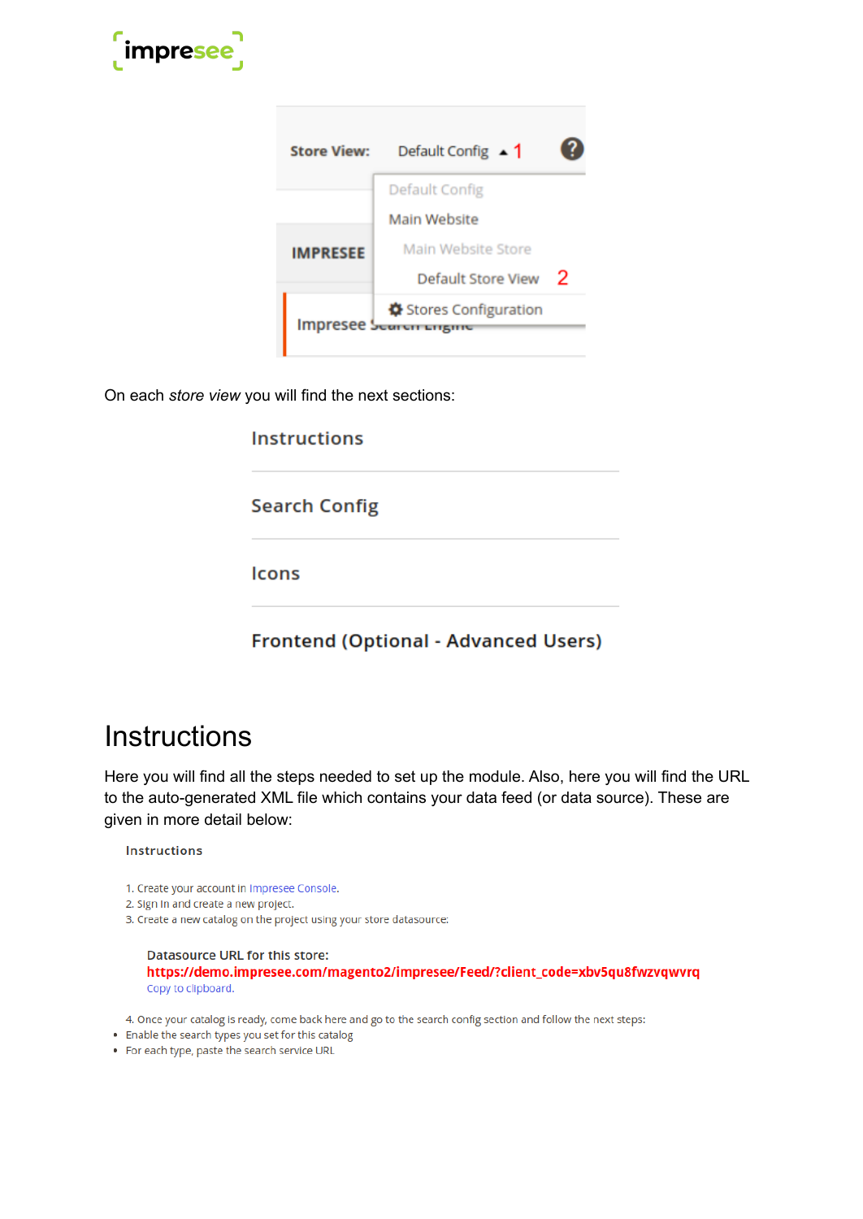Store View: Default Config ▲ 1

Default Config
Main Website
Main Website Store
Default Store View 2
Stores Configuration

IMPRESEE

Impresee Search Engine

On each *store view* you will find the next sections:

Instructions

Search Config

Icons

Frontend (Optional - Advanced Users)

# Instructions

Here you will find all the steps needed to set up the module. Also, here you will find the URL to the auto-generated XML file which contains your data feed (or data source). These are given in more detail below:

**Instructions**

1. Create your account in Impresee Console.
2. Sign in and create a new project.
3. Create a new catalog on the project using your store datasource:

**Datasource URL for this store:**
**https://demo.impresee.com/magento2/impresee/Feed/?client_code=xbv5qu8fwzvqwvrq**
Copy to clipboard.

4. Once your catalog is ready, come back here and go to the search config section and follow the next steps:

- Enable the search types you set for this catalog
- For each type, paste the search service URL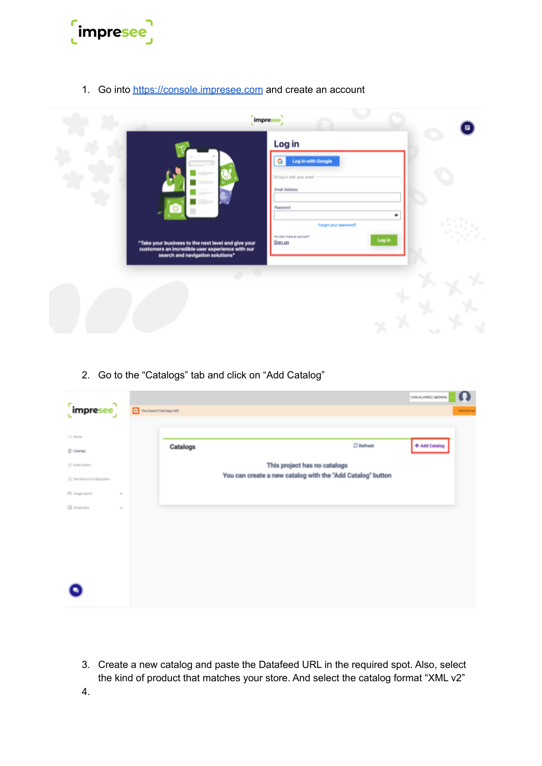1. Go into [https://console.impresee.com](https://console.impresee.com) and create an account

2. Go to the "Catalogs" tab and click on "Add Catalog"

3. Create a new catalog and paste the Datafeed URL in the required spot. Also, select the kind of product that matches your store. And select the catalog format "XML v2"
4.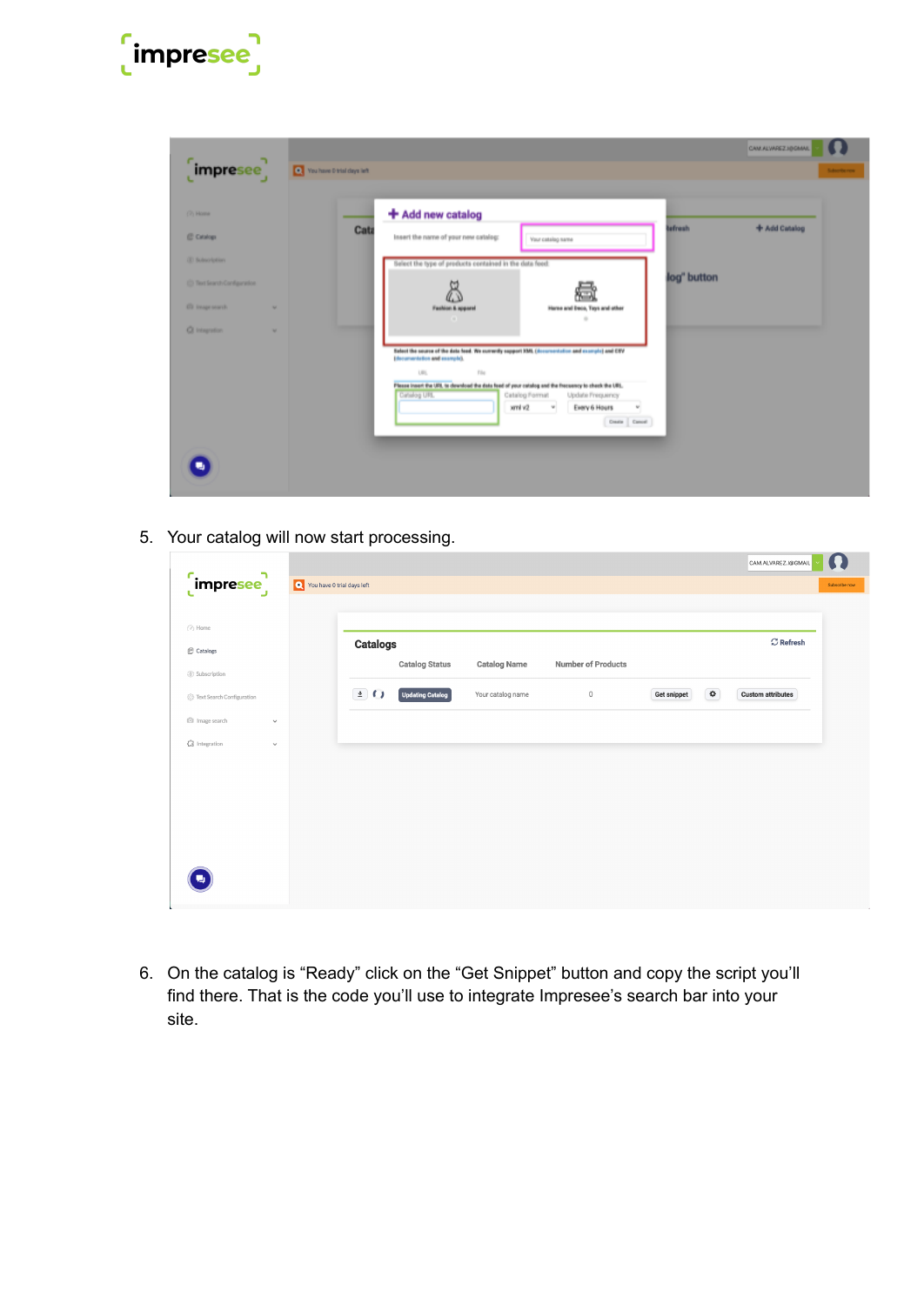5. Your catalog will now start processing.

6. On the catalog is “Ready” click on the “Get Snippet” button and copy the script you’ll find there. That is the code you’ll use to integrate Impresee’s search bar into your site.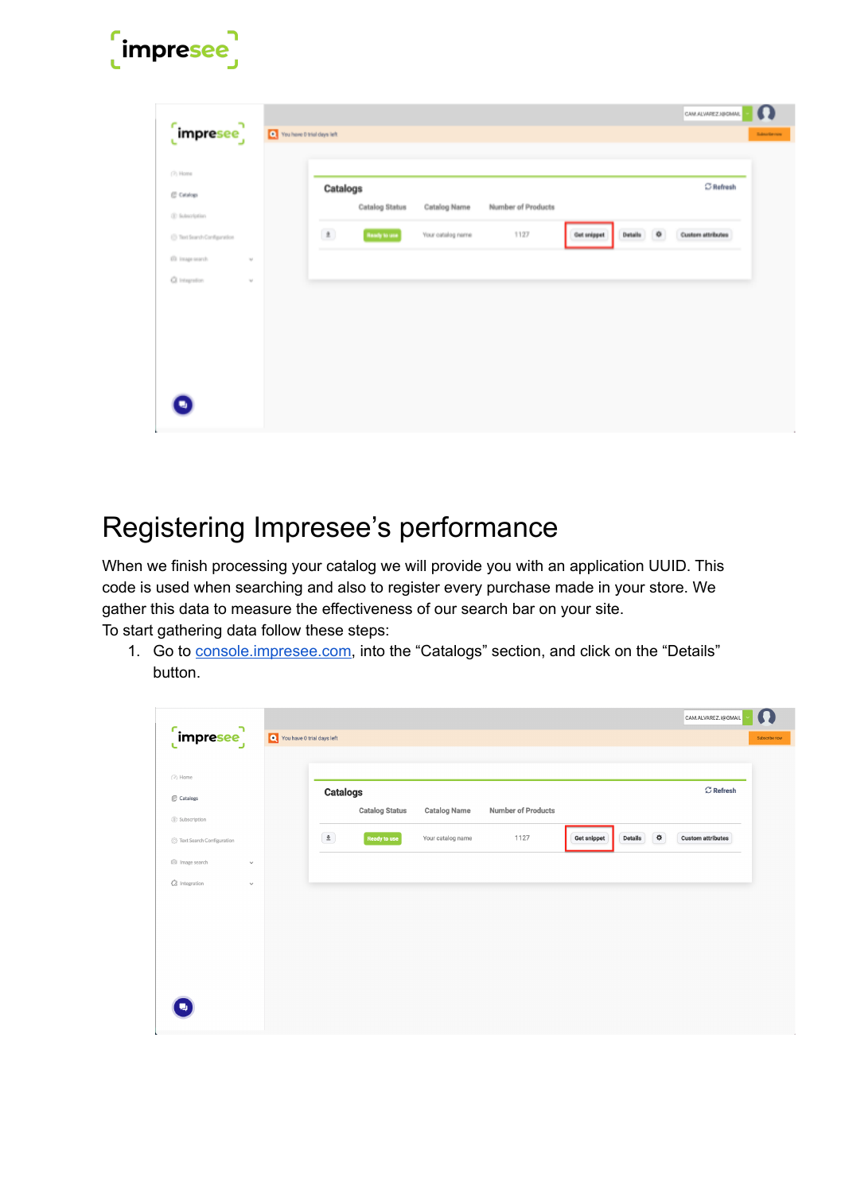# Registering Impresee's performance

When we finish processing your catalog we will provide you with an application UUID. This code is used when searching and also to register every purchase made in your store. We gather this data to measure the effectiveness of our search bar on your site.

To start gathering data follow these steps:

1. Go to [console.impresee.com](console.impresee.com), into the "Catalogs" section, and click on the "Details" button.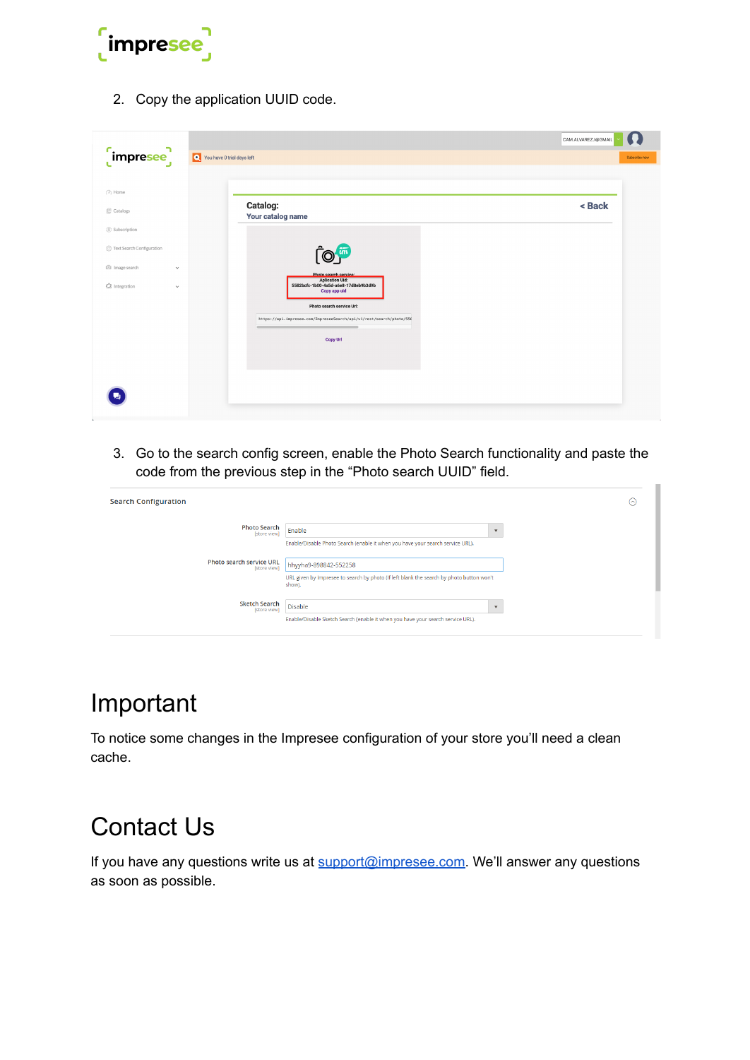2. Copy the application UUID code.

3. Go to the search config screen, enable the Photo Search functionality and paste the code from the previous step in the "Photo search UUID" field.

# Important

To notice some changes in the Impresee configuration of your store you'll need a clean cache.

# Contact Us

If you have any questions write us at [support@impresee.com](mailto:support@impresee.com). We'll answer any questions as soon as possible.